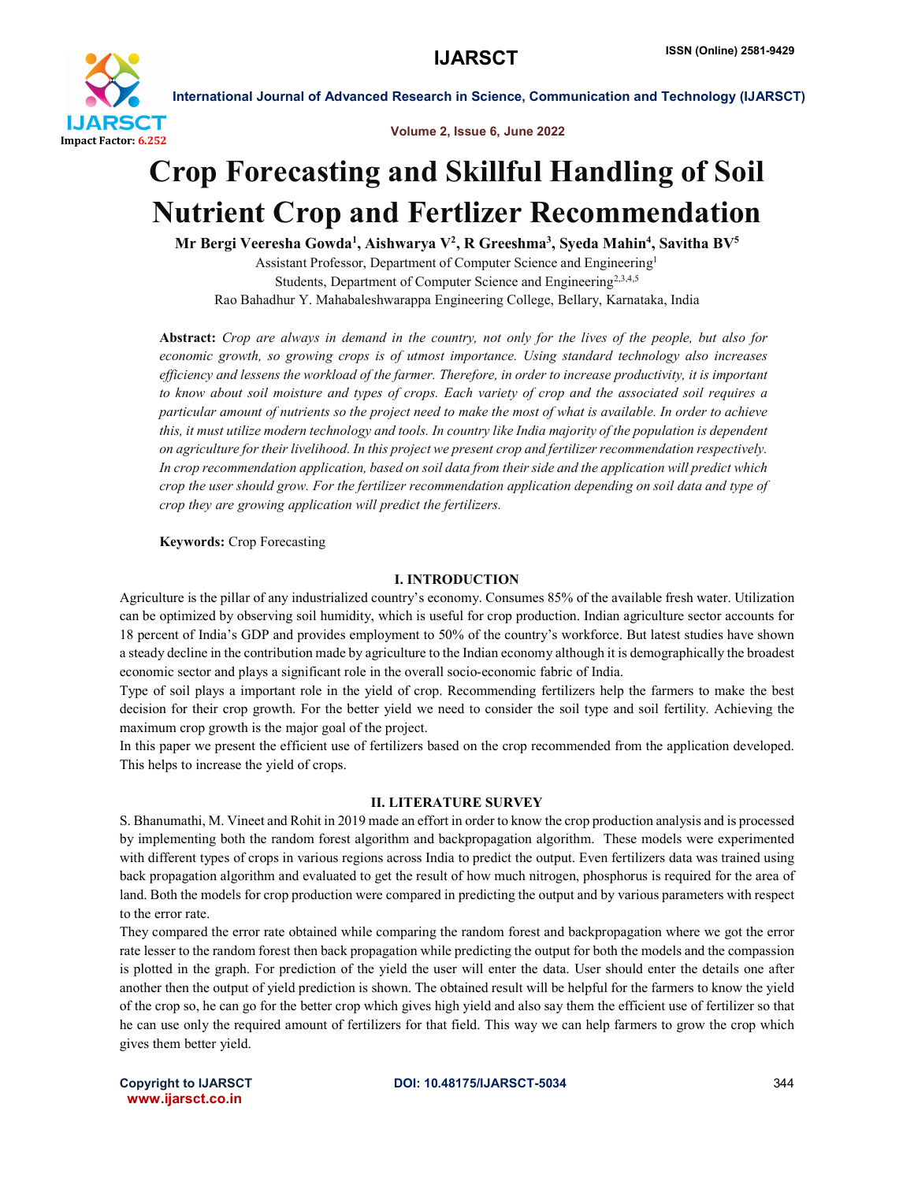# Crop Forecasting and Skillful Handling of Soil Nutrient Crop and Fertlizer Recommendation

**Mr Bergi Veeresha Gowda[1], Aishwarya V[2], R Greeshma[3], Syeda Mahin[4], Savitha BV[5]**

Assistant Professor, Department of Computer Science and Engineering[1]

Students, Department of Computer Science and Engineering[2,3,4,5]

Rao Bahadhur Y. Mahabaleshwarappa Engineering College, Bellary, Karnataka, India

**Abstract:** *Crop are always in demand in the country, not only for the lives of the people, but also for economic growth, so growing crops is of utmost importance. Using standard technology also increases efficiency and lessens the workload of the farmer. Therefore, in order to increase productivity, it is important to know about soil moisture and types of crops. Each variety of crop and the associated soil requires a particular amount of nutrients so the project need to make the most of what is available. In order to achieve this, it must utilize modern technology and tools. In country like India majority of the population is dependent on agriculture for their livelihood. In this project we present crop and fertilizer recommendation respectively. In crop recommendation application, based on soil data from their side and the application will predict which crop the user should grow. For the fertilizer recommendation application depending on soil data and type of crop they are growing application will predict the fertilizers.*

**Keywords:** Crop Forecasting

## I. INTRODUCTION

Agriculture is the pillar of any industrialized country's economy. Consumes 85% of the available fresh water. Utilization can be optimized by observing soil humidity, which is useful for crop production. Indian agriculture sector accounts for 18 percent of India's GDP and provides employment to 50% of the country's workforce. But latest studies have shown a steady decline in the contribution made by agriculture to the Indian economy although it is demographically the broadest economic sector and plays a significant role in the overall socio-economic fabric of India.

Type of soil plays a important role in the yield of crop. Recommending fertilizers help the farmers to make the best decision for their crop growth. For the better yield we need to consider the soil type and soil fertility. Achieving the maximum crop growth is the major goal of the project.

In this paper we present the efficient use of fertilizers based on the crop recommended from the application developed. This helps to increase the yield of crops.

## II. LITERATURE SURVEY

S. Bhanumathi, M. Vineet and Rohit in 2019 made an effort in order to know the crop production analysis and is processed by implementing both the random forest algorithm and backpropagation algorithm. These models were experimented with different types of crops in various regions across India to predict the output. Even fertilizers data was trained using back propagation algorithm and evaluated to get the result of how much nitrogen, phosphorus is required for the area of land. Both the models for crop production were compared in predicting the output and by various parameters with respect to the error rate.

They compared the error rate obtained while comparing the random forest and backpropagation where we got the error rate lesser to the random forest then back propagation while predicting the output for both the models and the compassion is plotted in the graph. For prediction of the yield the user will enter the data. User should enter the details one after another then the output of yield prediction is shown. The obtained result will be helpful for the farmers to know the yield of the crop so, he can go for the better crop which gives high yield and also say them the efficient use of fertilizer so that he can use only the required amount of fertilizers for that field. This way we can help farmers to grow the crop which gives them better yield.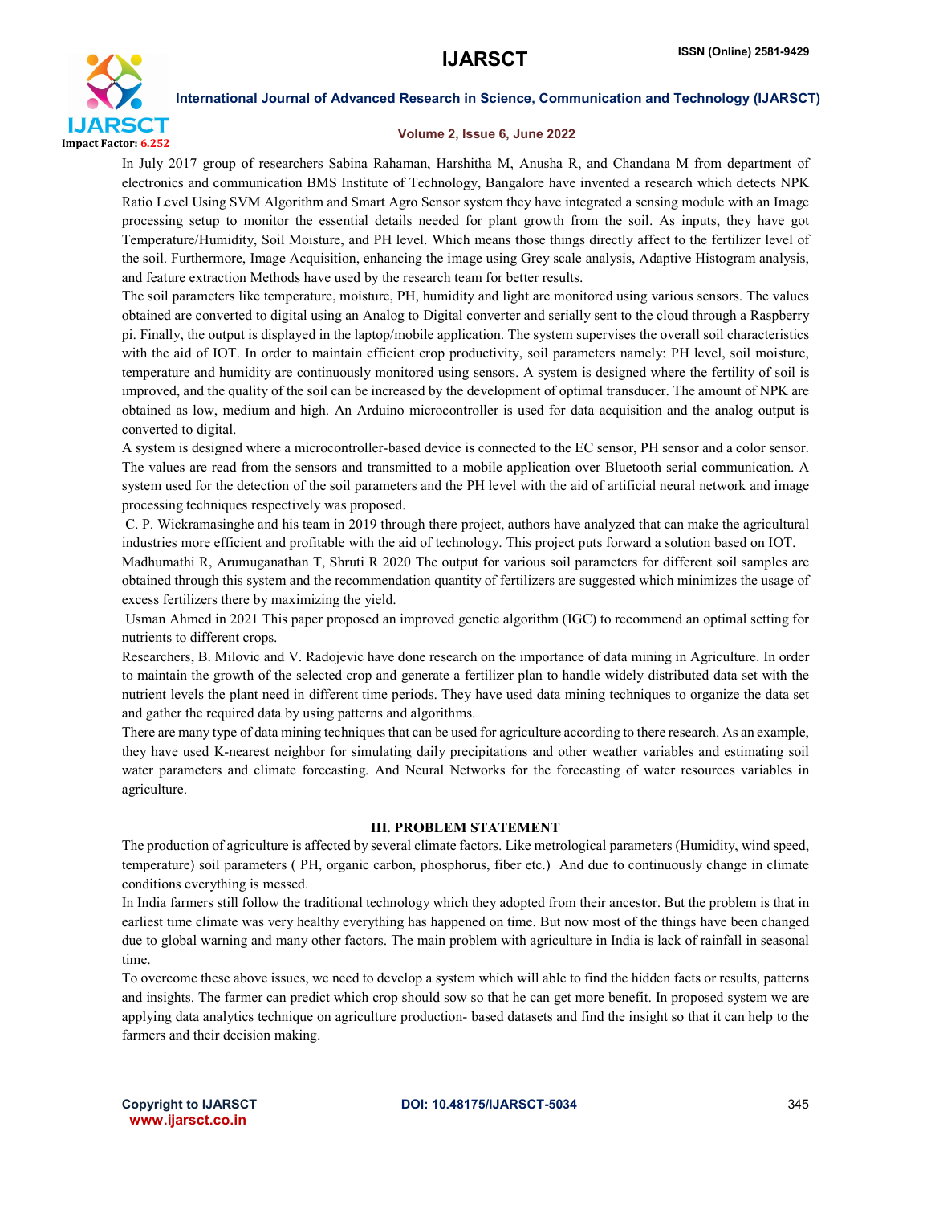In July 2017 group of researchers Sabina Rahaman, Harshitha M, Anusha R, and Chandana M from department of electronics and communication BMS Institute of Technology, Bangalore have invented a research which detects NPK Ratio Level Using SVM Algorithm and Smart Agro Sensor system they have integrated a sensing module with an Image processing setup to monitor the essential details needed for plant growth from the soil. As inputs, they have got Temperature/Humidity, Soil Moisture, and PH level. Which means those things directly affect to the fertilizer level of the soil. Furthermore, Image Acquisition, enhancing the image using Grey scale analysis, Adaptive Histogram analysis, and feature extraction Methods have used by the research team for better results.

The soil parameters like temperature, moisture, PH, humidity and light are monitored using various sensors. The values obtained are converted to digital using an Analog to Digital converter and serially sent to the cloud through a Raspberry pi. Finally, the output is displayed in the laptop/mobile application. The system supervises the overall soil characteristics with the aid of IOT. In order to maintain efficient crop productivity, soil parameters namely: PH level, soil moisture, temperature and humidity are continuously monitored using sensors. A system is designed where the fertility of soil is improved, and the quality of the soil can be increased by the development of optimal transducer. The amount of NPK are obtained as low, medium and high. An Arduino microcontroller is used for data acquisition and the analog output is converted to digital.

A system is designed where a microcontroller-based device is connected to the EC sensor, PH sensor and a color sensor. The values are read from the sensors and transmitted to a mobile application over Bluetooth serial communication. A system used for the detection of the soil parameters and the PH level with the aid of artificial neural network and image processing techniques respectively was proposed.

C. P. Wickramasinghe and his team in 2019 through there project, authors have analyzed that can make the agricultural industries more efficient and profitable with the aid of technology. This project puts forward a solution based on IOT.

Madhumathi R, Arumuganathan T, Shruti R 2020 The output for various soil parameters for different soil samples are obtained through this system and the recommendation quantity of fertilizers are suggested which minimizes the usage of excess fertilizers there by maximizing the yield.

Usman Ahmed in 2021 This paper proposed an improved genetic algorithm (IGC) to recommend an optimal setting for nutrients to different crops.

Researchers, B. Milovic and V. Radojevic have done research on the importance of data mining in Agriculture. In order to maintain the growth of the selected crop and generate a fertilizer plan to handle widely distributed data set with the nutrient levels the plant need in different time periods. They have used data mining techniques to organize the data set and gather the required data by using patterns and algorithms.

There are many type of data mining techniques that can be used for agriculture according to there research. As an example, they have used K-nearest neighbor for simulating daily precipitations and other weather variables and estimating soil water parameters and climate forecasting. And Neural Networks for the forecasting of water resources variables in agriculture.

## III. PROBLEM STATEMENT

The production of agriculture is affected by several climate factors. Like metrological parameters (Humidity, wind speed, temperature) soil parameters ( PH, organic carbon, phosphorus, fiber etc.) And due to continuously change in climate conditions everything is messed.

In India farmers still follow the traditional technology which they adopted from their ancestor. But the problem is that in earliest time climate was very healthy everything has happened on time. But now most of the things have been changed due to global warning and many other factors. The main problem with agriculture in India is lack of rainfall in seasonal time.

To overcome these above issues, we need to develop a system which will able to find the hidden facts or results, patterns and insights. The farmer can predict which crop should sow so that he can get more benefit. In proposed system we are applying data analytics technique on agriculture production- based datasets and find the insight so that it can help to the farmers and their decision making.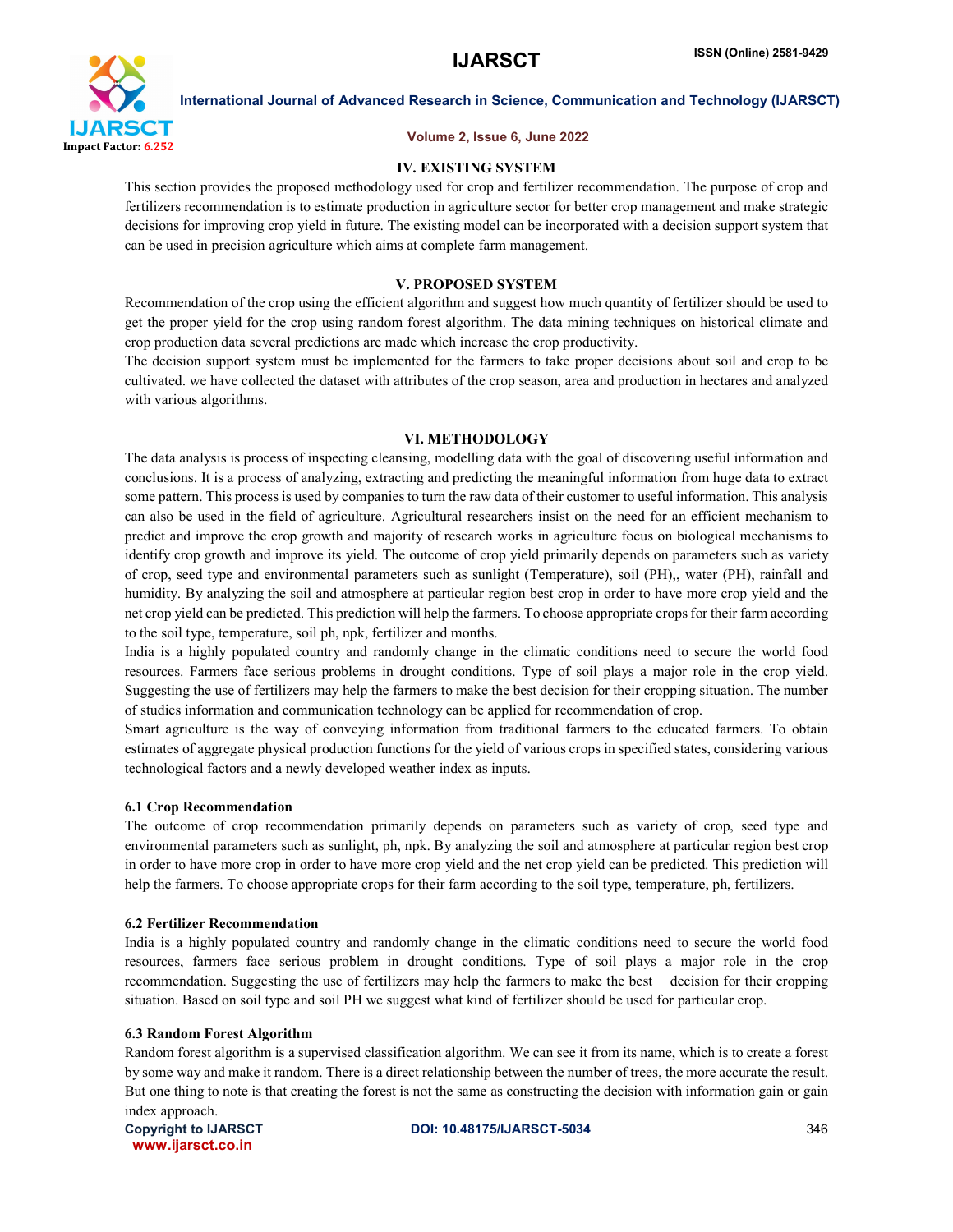## IV. EXISTING SYSTEM

This section provides the proposed methodology used for crop and fertilizer recommendation. The purpose of crop and fertilizers recommendation is to estimate production in agriculture sector for better crop management and make strategic decisions for improving crop yield in future. The existing model can be incorporated with a decision support system that can be used in precision agriculture which aims at complete farm management.

## V. PROPOSED SYSTEM

Recommendation of the crop using the efficient algorithm and suggest how much quantity of fertilizer should be used to get the proper yield for the crop using random forest algorithm. The data mining techniques on historical climate and crop production data several predictions are made which increase the crop productivity.

The decision support system must be implemented for the farmers to take proper decisions about soil and crop to be cultivated. we have collected the dataset with attributes of the crop season, area and production in hectares and analyzed with various algorithms.

## VI. METHODOLOGY

The data analysis is process of inspecting cleansing, modelling data with the goal of discovering useful information and conclusions. It is a process of analyzing, extracting and predicting the meaningful information from huge data to extract some pattern. This process is used by companies to turn the raw data of their customer to useful information. This analysis can also be used in the field of agriculture. Agricultural researchers insist on the need for an efficient mechanism to predict and improve the crop growth and majority of research works in agriculture focus on biological mechanisms to identify crop growth and improve its yield. The outcome of crop yield primarily depends on parameters such as variety of crop, seed type and environmental parameters such as sunlight (Temperature), soil (PH),, water (PH), rainfall and humidity. By analyzing the soil and atmosphere at particular region best crop in order to have more crop yield and the net crop yield can be predicted. This prediction will help the farmers. To choose appropriate crops for their farm according to the soil type, temperature, soil ph, npk, fertilizer and months.

India is a highly populated country and randomly change in the climatic conditions need to secure the world food resources. Farmers face serious problems in drought conditions. Type of soil plays a major role in the crop yield. Suggesting the use of fertilizers may help the farmers to make the best decision for their cropping situation. The number of studies information and communication technology can be applied for recommendation of crop.

Smart agriculture is the way of conveying information from traditional farmers to the educated farmers. To obtain estimates of aggregate physical production functions for the yield of various crops in specified states, considering various technological factors and a newly developed weather index as inputs.

### 6.1 Crop Recommendation

The outcome of crop recommendation primarily depends on parameters such as variety of crop, seed type and environmental parameters such as sunlight, ph, npk. By analyzing the soil and atmosphere at particular region best crop in order to have more crop in order to have more crop yield and the net crop yield can be predicted. This prediction will help the farmers. To choose appropriate crops for their farm according to the soil type, temperature, ph, fertilizers.

### 6.2 Fertilizer Recommendation

India is a highly populated country and randomly change in the climatic conditions need to secure the world food resources, farmers face serious problem in drought conditions. Type of soil plays a major role in the crop recommendation. Suggesting the use of fertilizers may help the farmers to make the best decision for their cropping situation. Based on soil type and soil PH we suggest what kind of fertilizer should be used for particular crop.

### 6.3 Random Forest Algorithm

Random forest algorithm is a supervised classification algorithm. We can see it from its name, which is to create a forest by some way and make it random. There is a direct relationship between the number of trees, the more accurate the result. But one thing to note is that creating the forest is not the same as constructing the decision with information gain or gain index approach.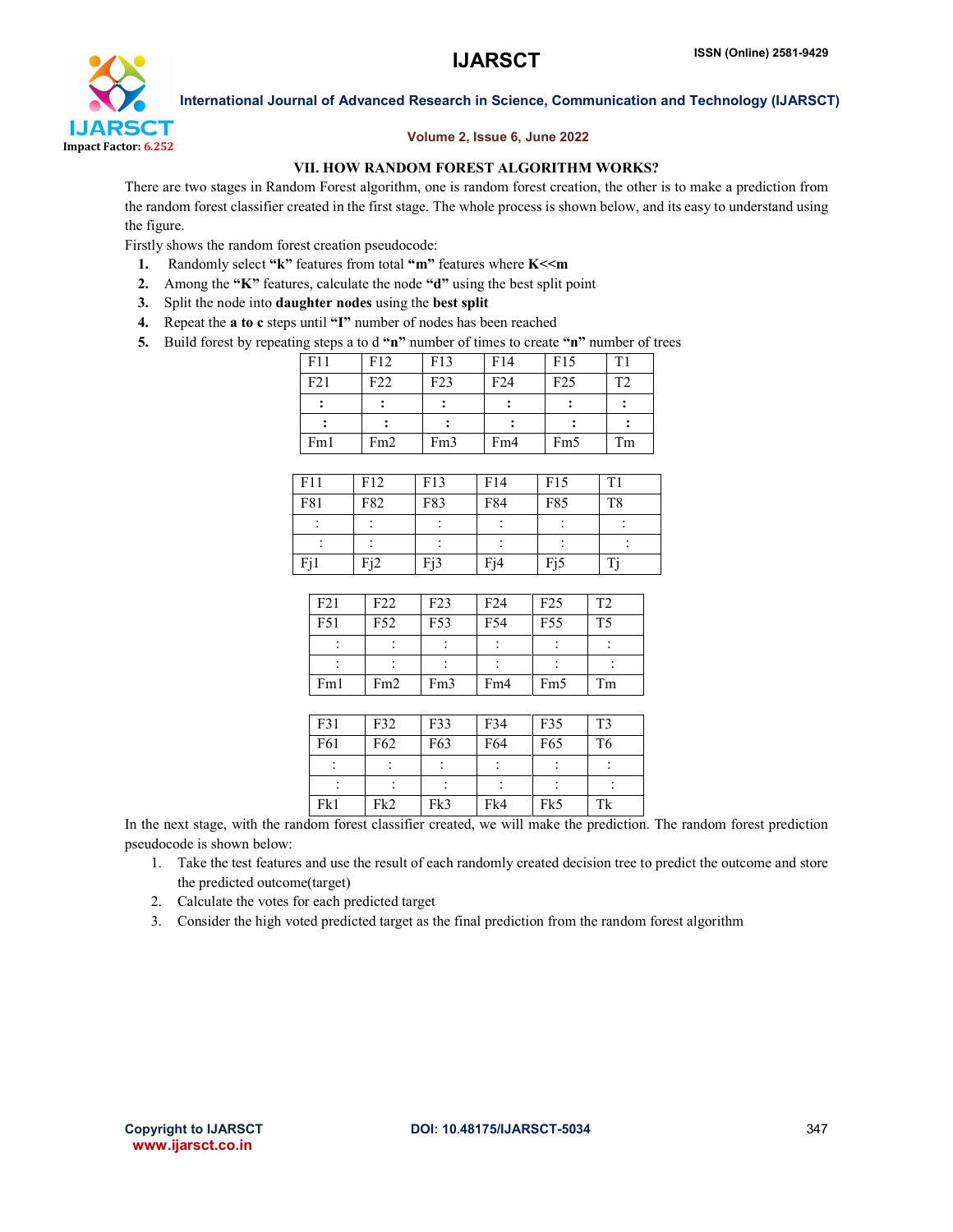## VII. HOW RANDOM FOREST ALGORITHM WORKS?

There are two stages in Random Forest algorithm, one is random forest creation, the other is to make a prediction from the random forest classifier created in the first stage. The whole process is shown below, and its easy to understand using the figure.

Firstly shows the random forest creation pseudocode:

1. Randomly select **"k"** features from total **"m"** features where **K<<m**
2. Among the **"K"** features, calculate the node **"d"** using the best split point
3. Split the node into **daughter nodes** using the **best split**
4. Repeat the **a to c** steps until **"I"** number of nodes has been reached
5. Build forest by repeating steps a to d **"n"** number of times to create **"n"** number of trees

| F11 | F12 | F13 | F14 | F15 | T1 |
|---|---|---|---|---|---|
| F21 | F22 | F23 | F24 | F25 | T2 |
| : | : | : | : | : | : |
| : | : | : | : | : | : |
| Fm1 | Fm2 | Fm3 | Fm4 | Fm5 | Tm |

| F11 | F12 | F13 | F14 | F15 | T1 |
|---|---|---|---|---|---|
| F81 | F82 | F83 | F84 | F85 | T8 |
| : | : | : | : | : | : |
| : | : | : | : | : | : |
| Fj1 | Fj2 | Fj3 | Fj4 | Fj5 | Tj |

| F21 | F22 | F23 | F24 | F25 | T2 |
|---|---|---|---|---|---|
| F51 | F52 | F53 | F54 | F55 | T5 |
| : | : | : | : | : | : |
| : | : | : | : | : | : |
| Fm1 | Fm2 | Fm3 | Fm4 | Fm5 | Tm |

| F31 | F32 | F33 | F34 | F35 | T3 |
|---|---|---|---|---|---|
| F61 | F62 | F63 | F64 | F65 | T6 |
| : | : | : | : | : | : |
| : | : | : | : | : | : |
| Fk1 | Fk2 | Fk3 | Fk4 | Fk5 | Tk |

In the next stage, with the random forest classifier created, we will make the prediction. The random forest prediction pseudocode is shown below:

1. Take the test features and use the result of each randomly created decision tree to predict the outcome and store the predicted outcome(target)
2. Calculate the votes for each predicted target
3. Consider the high voted predicted target as the final prediction from the random forest algorithm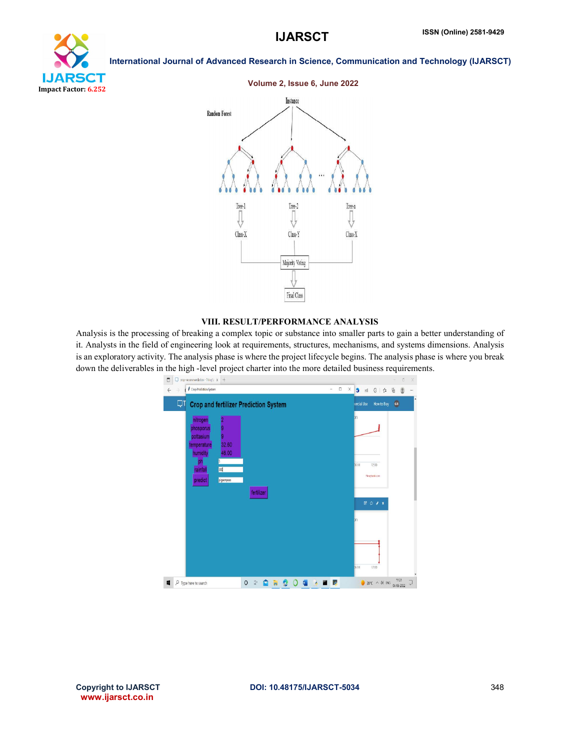## VIII. RESULT/PERFORMANCE ANALYSIS

Analysis is the processing of breaking a complex topic or substance into smaller parts to gain a better understanding of it. Analysts in the field of engineering look at requirements, structures, mechanisms, and systems dimensions. Analysis is an exploratory activity. The analysis phase is where the project lifecycle begins. The analysis phase is where you break down the deliverables in the high -level project charter into the more detailed business requirements.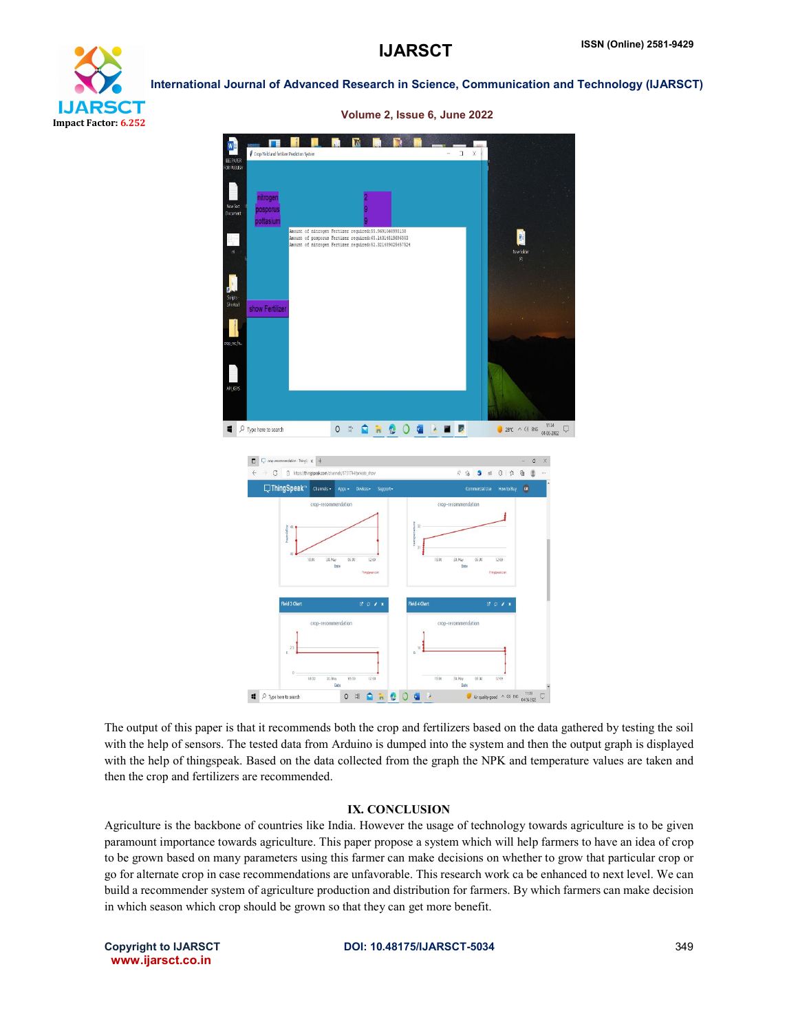The output of this paper is that it recommends both the crop and fertilizers based on the data gathered by testing the soil with the help of sensors. The tested data from Arduino is dumped into the system and then the output graph is displayed with the help of thingspeak. Based on the data collected from the graph the NPK and temperature values are taken and then the crop and fertilizers are recommended.

## IX. CONCLUSION

Agriculture is the backbone of countries like India. However the usage of technology towards agriculture is to be given paramount importance towards agriculture. This paper propose a system which will help farmers to have an idea of crop to be grown based on many parameters using this farmer can make decisions on whether to grow that particular crop or go for alternate crop in case recommendations are unfavorable. This research work ca be enhanced to next level. We can build a recommender system of agriculture production and distribution for farmers. By which farmers can make decision in which season which crop should be grown so that they can get more benefit.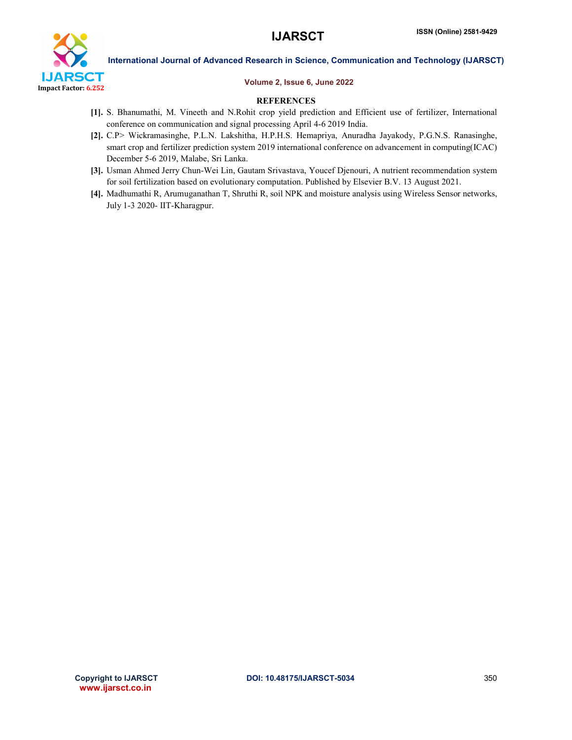## REFERENCES

[1]. S. Bhanumathi, M. Vineeth and N.Rohit crop yield prediction and Efficient use of fertilizer, International conference on communication and signal processing April 4-6 2019 India.

[2]. C.P> Wickramasinghe, P.L.N. Lakshitha, H.P.H.S. Hemapriya, Anuradha Jayakody, P.G.N.S. Ranasinghe, smart crop and fertilizer prediction system 2019 international conference on advancement in computing(ICAC) December 5-6 2019, Malabe, Sri Lanka.

[3]. Usman Ahmed Jerry Chun-Wei Lin, Gautam Srivastava, Youcef Djenouri, A nutrient recommendation system for soil fertilization based on evolutionary computation. Published by Elsevier B.V. 13 August 2021.

[4]. Madhumathi R, Arumuganathan T, Shruthi R, soil NPK and moisture analysis using Wireless Sensor networks, July 1-3 2020- IIT-Kharagpur.